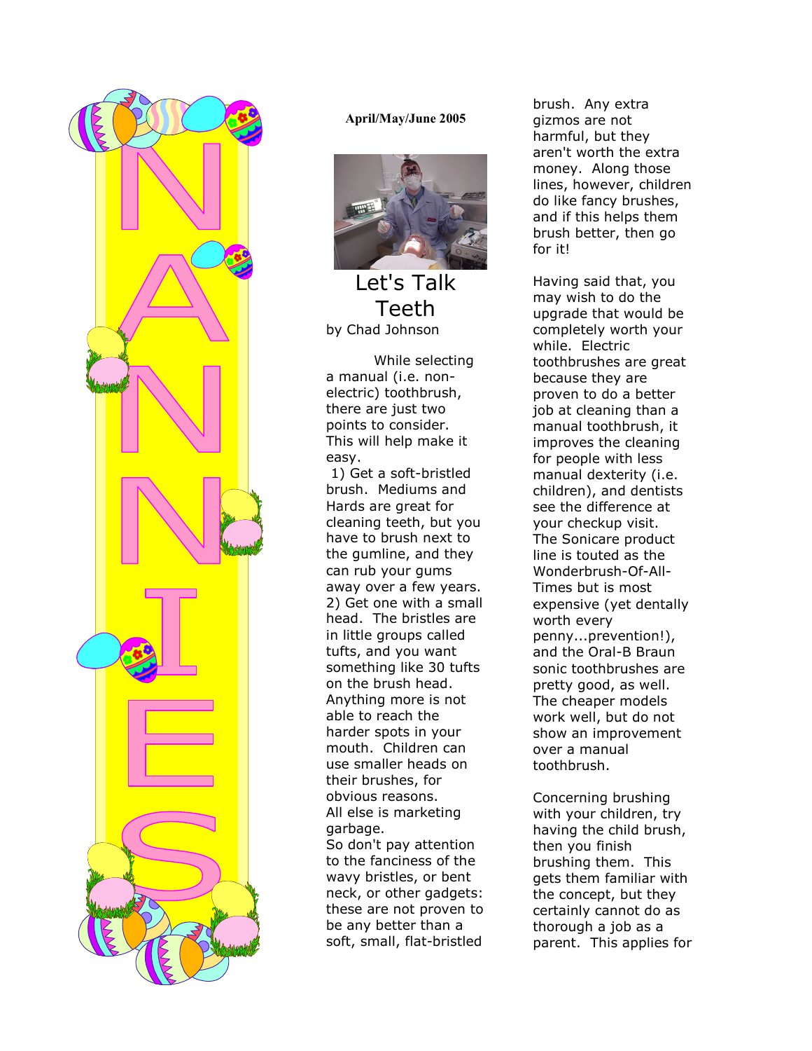# NANNIES

**April/May/June 2005**

## Let's Talk Teeth

by Chad Johnson

While selecting a manual (i.e. non-electric) toothbrush, there are just two points to consider. This will help make it easy.

1) Get a soft-bristled brush. Mediums and Hards are great for cleaning teeth, but you have to brush next to the gumline, and they can rub your gums away over a few years.
2) Get one with a small head. The bristles are in little groups called tufts, and you want something like 30 tufts on the brush head. Anything more is not able to reach the harder spots in your mouth. Children can use smaller heads on their brushes, for obvious reasons.

All else is marketing garbage.
So don't pay attention to the fanciness of the wavy bristles, or bent neck, or other gadgets: these are not proven to be any better than a soft, small, flat-bristled brush. Any extra gizmos are not harmful, but they aren't worth the extra money. Along those lines, however, children do like fancy brushes, and if this helps them brush better, then go for it!

Having said that, you may wish to do the upgrade that would be completely worth your while. Electric toothbrushes are great because they are proven to do a better job at cleaning than a manual toothbrush, it improves the cleaning for people with less manual dexterity (i.e. children), and dentists see the difference at your checkup visit. The Sonicare product line is touted as the Wonderbrush-Of-All-Times but is most expensive (yet dentally worth every penny...prevention!), and the Oral-B Braun sonic toothbrushes are pretty good, as well. The cheaper models work well, but do not show an improvement over a manual toothbrush.

Concerning brushing with your children, try having the child brush, then you finish brushing them. This gets them familiar with the concept, but they certainly cannot do as thorough a job as a parent. This applies for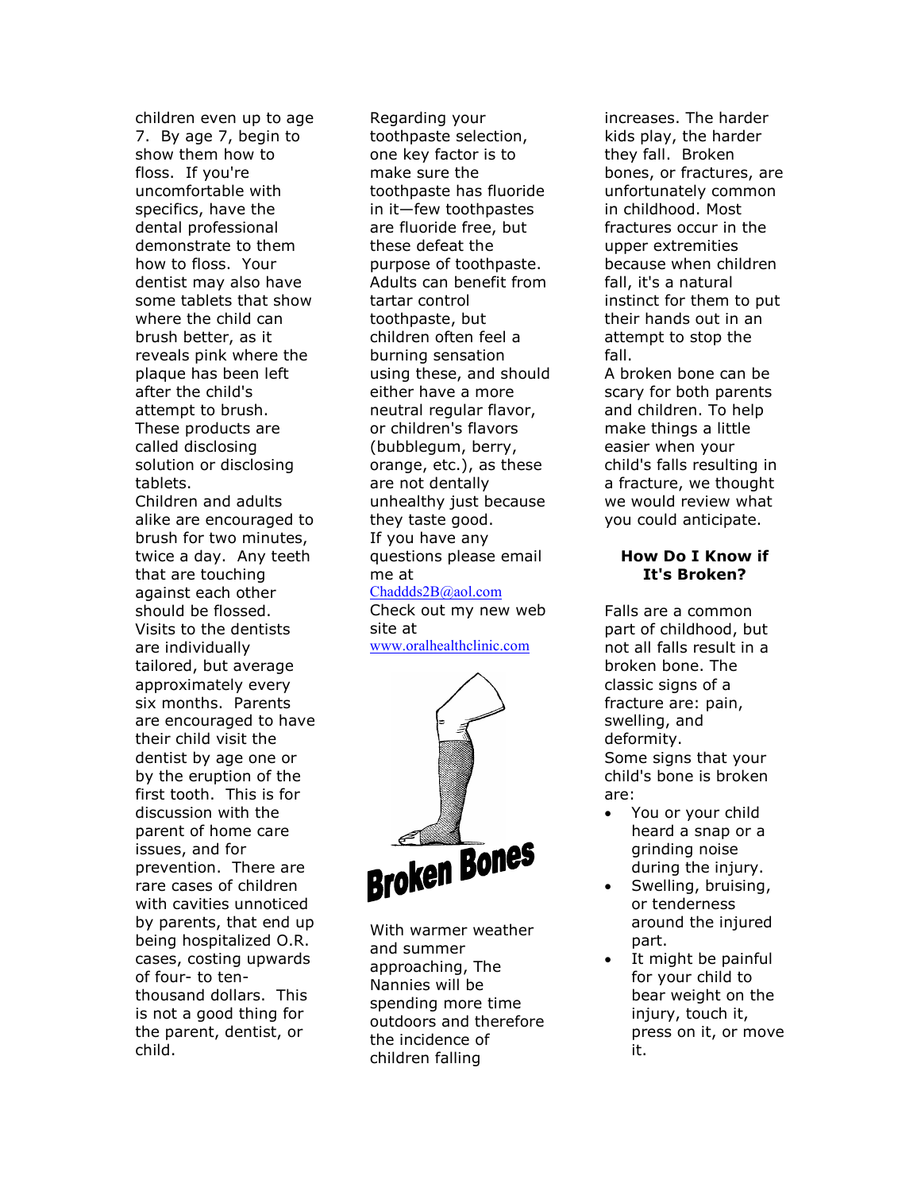children even up to age 7. By age 7, begin to show them how to floss. If you're uncomfortable with specifics, have the dental professional demonstrate to them how to floss. Your dentist may also have some tablets that show where the child can brush better, as it reveals pink where the plaque has been left after the child's attempt to brush. These products are called disclosing solution or disclosing tablets.

Children and adults alike are encouraged to brush for two minutes, twice a day. Any teeth that are touching against each other should be flossed. Visits to the dentists are individually tailored, but average approximately every six months. Parents are encouraged to have their child visit the dentist by age one or by the eruption of the first tooth. This is for discussion with the parent of home care issues, and for prevention. There are rare cases of children with cavities unnoticed by parents, that end up being hospitalized O.R. cases, costing upwards of four- to ten-thousand dollars. This is not a good thing for the parent, dentist, or child.

Regarding your toothpaste selection, one key factor is to make sure the toothpaste has fluoride in it—few toothpastes are fluoride free, but these defeat the purpose of toothpaste. Adults can benefit from tartar control toothpaste, but children often feel a burning sensation using these, and should either have a more neutral regular flavor, or children's flavors (bubblegum, berry, orange, etc.), as these are not dentally unhealthy just because they taste good.

If you have any questions please email me at Chaddds2B@aol.com

Check out my new web site at www.oralhealthclinic.com

# Broken Bones

With warmer weather and summer approaching, The Nannies will be spending more time outdoors and therefore the incidence of children falling increases. The harder kids play, the harder they fall. Broken bones, or fractures, are unfortunately common in childhood. Most fractures occur in the upper extremities because when children fall, it's a natural instinct for them to put their hands out in an attempt to stop the fall.

A broken bone can be scary for both parents and children. To help make things a little easier when your child's falls resulting in a fracture, we thought we would review what you could anticipate.

## How Do I Know if It's Broken?

Falls are a common part of childhood, but not all falls result in a broken bone. The classic signs of a fracture are: pain, swelling, and deformity.

Some signs that your child's bone is broken are:

- You or your child heard a snap or a grinding noise during the injury.
- Swelling, bruising, or tenderness around the injured part.
- It might be painful for your child to bear weight on the injury, touch it, press on it, or move it.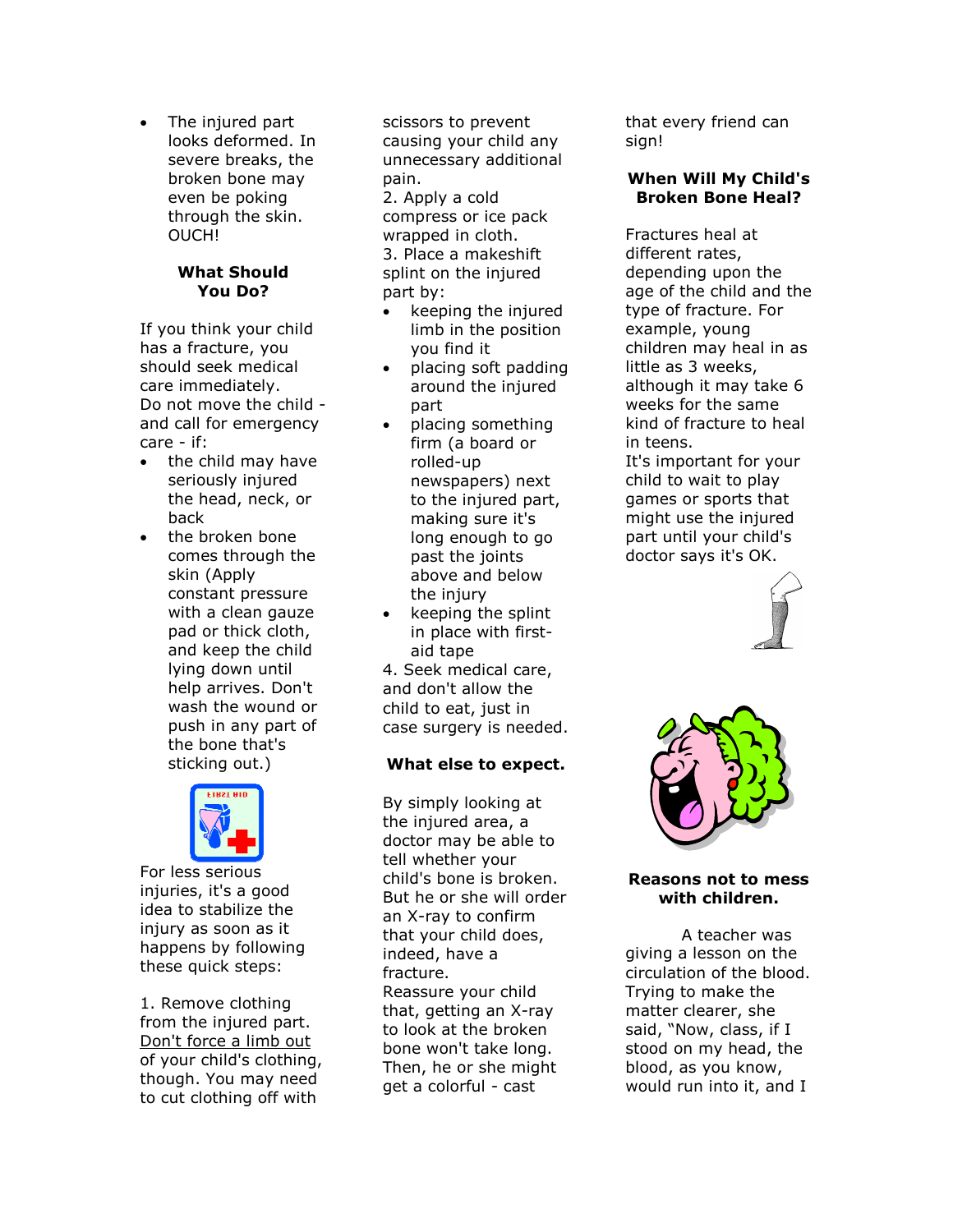- The injured part looks deformed. In severe breaks, the broken bone may even be poking through the skin. OUCH!

## What Should You Do?

If you think your child has a fracture, you should seek medical care immediately.
Do not move the child - and call for emergency care - if:

- the child may have seriously injured the head, neck, or back
- the broken bone comes through the skin (Apply constant pressure with a clean gauze pad or thick cloth, and keep the child lying down until help arrives. Don't wash the wound or push in any part of the bone that's sticking out.)

For less serious injuries, it's a good idea to stabilize the injury as soon as it happens by following these quick steps:

1. Remove clothing from the injured part. Don't force a limb out of your child's clothing, though. You may need to cut clothing off with scissors to prevent causing your child any unnecessary additional pain.
2. Apply a cold compress or ice pack wrapped in cloth.
3. Place a makeshift splint on the injured part by:
   - keeping the injured limb in the position you find it
   - placing soft padding around the injured part
   - placing something firm (a board or rolled-up newspapers) next to the injured part, making sure it's long enough to go past the joints above and below the injury
   - keeping the splint in place with first-aid tape
4. Seek medical care, and don't allow the child to eat, just in case surgery is needed.

## What else to expect.

By simply looking at the injured area, a doctor may be able to tell whether your child's bone is broken. But he or she will order an X-ray to confirm that your child does, indeed, have a fracture.
Reassure your child that, getting an X-ray to look at the broken bone won't take long. Then, he or she might get a colorful - cast that every friend can sign!

## When Will My Child's Broken Bone Heal?

Fractures heal at different rates, depending upon the age of the child and the type of fracture. For example, young children may heal in as little as 3 weeks, although it may take 6 weeks for the same kind of fracture to heal in teens.
It's important for your child to wait to play games or sports that might use the injured part until your child's doctor says it's OK.

## Reasons not to mess with children.

A teacher was giving a lesson on the circulation of the blood. Trying to make the matter clearer, she said, "Now, class, if I stood on my head, the blood, as you know, would run into it, and I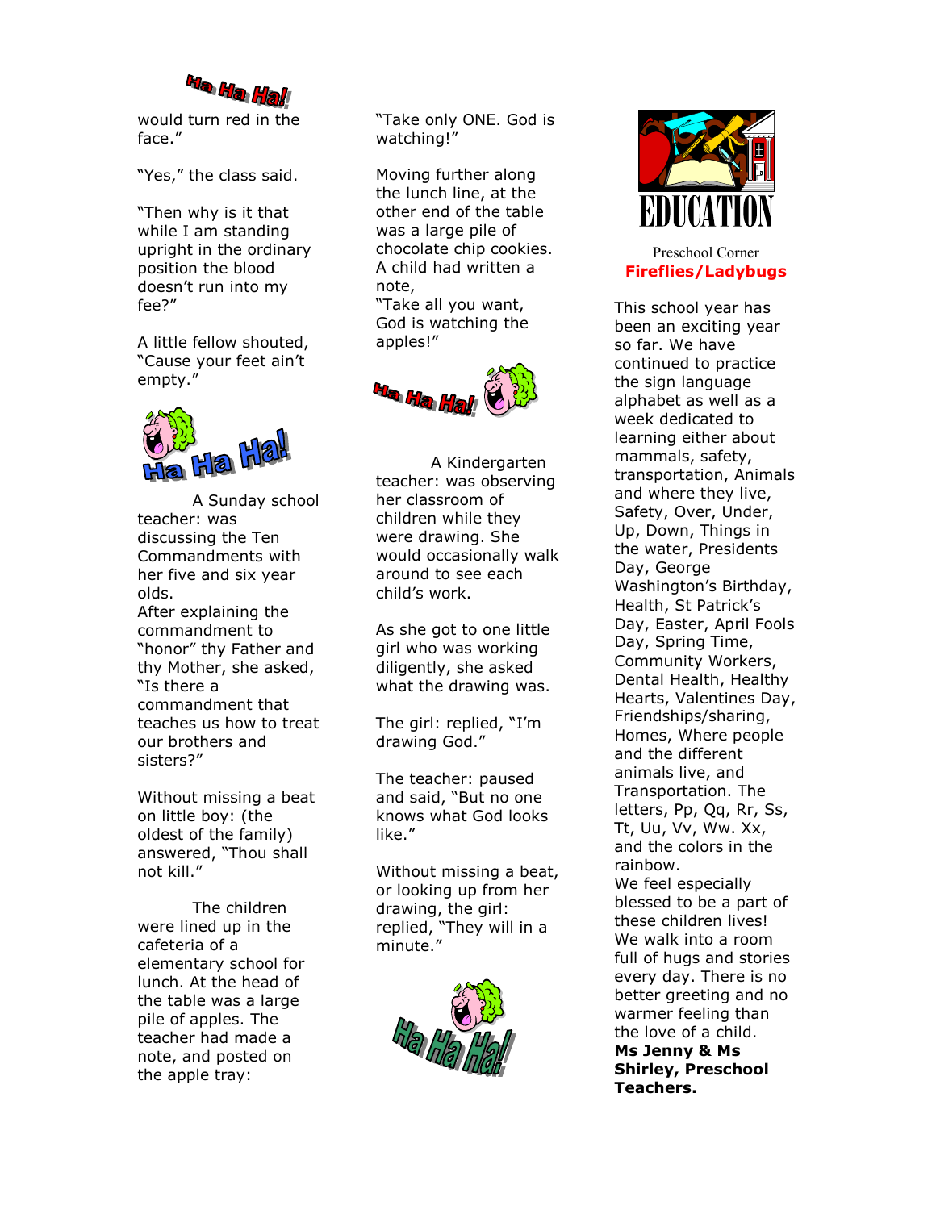Ha Ha Ha!

would turn red in the face."

"Yes," the class said.

"Then why is it that while I am standing upright in the ordinary position the blood doesn't run into my fee?"

A little fellow shouted, "Cause your feet ain't empty."

Ha Ha Ha!

A Sunday school teacher: was discussing the Ten Commandments with her five and six year olds.
After explaining the commandment to "honor" thy Father and thy Mother, she asked, "Is there a commandment that teaches us how to treat our brothers and sisters?"

Without missing a beat on little boy: (the oldest of the family) answered, "Thou shall not kill."

The children were lined up in the cafeteria of a elementary school for lunch. At the head of the table was a large pile of apples. The teacher had made a note, and posted on the apple tray:

"Take only ONE. God is watching!"

Moving further along the lunch line, at the other end of the table was a large pile of chocolate chip cookies. A child had written a note,
"Take all you want, God is watching the apples!"

Ha Ha Ha!

A Kindergarten teacher: was observing her classroom of children while they were drawing. She would occasionally walk around to see each child's work.

As she got to one little girl who was working diligently, she asked what the drawing was.

The girl: replied, "I'm drawing God."

The teacher: paused and said, "But no one knows what God looks like."

Without missing a beat, or looking up from her drawing, the girl: replied, "They will in a minute."

Ha Ha Ha!

EDUCATION

Preschool Corner

**Fireflies/Ladybugs**

This school year has been an exciting year so far. We have continued to practice the sign language alphabet as well as a week dedicated to learning either about mammals, safety, transportation, Animals and where they live, Safety, Over, Under, Up, Down, Things in the water, Presidents Day, George Washington's Birthday, Health, St Patrick's Day, Easter, April Fools Day, Spring Time, Community Workers, Dental Health, Healthy Hearts, Valentines Day, Friendships/sharing, Homes, Where people and the different animals live, and Transportation. The letters, Pp, Qq, Rr, Ss, Tt, Uu, Vv, Ww. Xx, and the colors in the rainbow.
We feel especially blessed to be a part of these children lives! We walk into a room full of hugs and stories every day. There is no better greeting and no warmer feeling than the love of a child.
**Ms Jenny & Ms Shirley, Preschool Teachers.**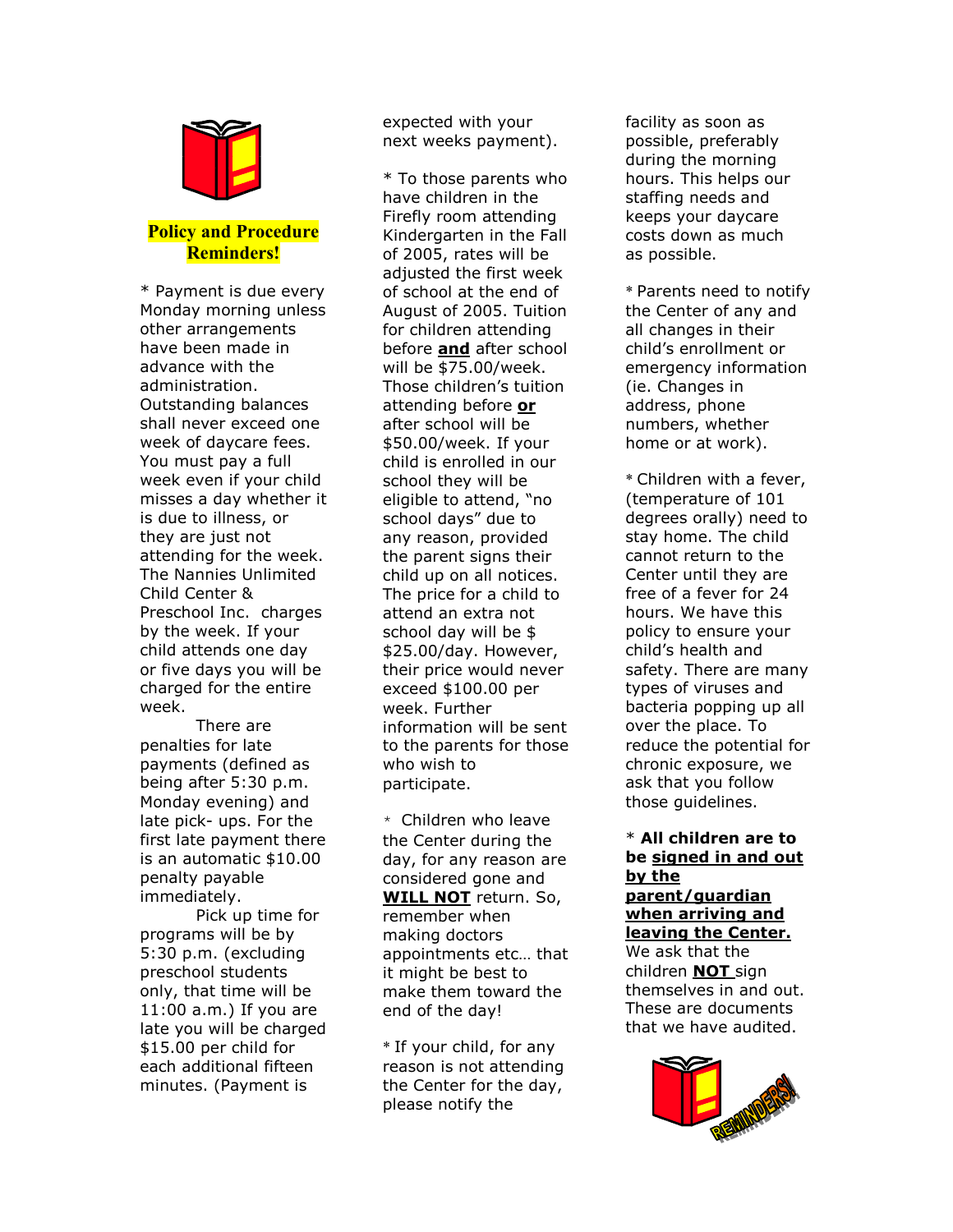## Policy and Procedure Reminders!

* Payment is due every Monday morning unless other arrangements have been made in advance with the administration. Outstanding balances shall never exceed one week of daycare fees. You must pay a full week even if your child misses a day whether it is due to illness, or they are just not attending for the week. The Nannies Unlimited Child Center & Preschool Inc. charges by the week. If your child attends one day or five days you will be charged for the entire week.

There are penalties for late payments (defined as being after 5:30 p.m. Monday evening) and late pick- ups. For the first late payment there is an automatic $10.00 penalty payable immediately.

Pick up time for programs will be by 5:30 p.m. (excluding preschool students only, that time will be 11:00 a.m.) If you are late you will be charged $15.00 per child for each additional fifteen minutes. (Payment is expected with your next weeks payment).

* To those parents who have children in the Firefly room attending Kindergarten in the Fall of 2005, rates will be adjusted the first week of school at the end of August of 2005. Tuition for children attending before **<u>and</u>** after school will be $75.00/week. Those children's tuition attending before **<u>or</u>** after school will be $50.00/week. If your child is enrolled in our school they will be eligible to attend, "no school days" due to any reason, provided the parent signs their child up on all notices. The price for a child to attend an extra not school day will be $ $25.00/day. However, their price would never exceed $100.00 per week. Further information will be sent to the parents for those who wish to participate.

* Children who leave the Center during the day, for any reason are considered gone and **<u>WILL NOT</u>** return. So, remember when making doctors appointments etc… that it might be best to make them toward the end of the day!

* If your child, for any reason is not attending the Center for the day, please notify the facility as soon as possible, preferably during the morning hours. This helps our staffing needs and keeps your daycare costs down as much as possible.

* Parents need to notify the Center of any and all changes in their child's enrollment or emergency information (ie. Changes in address, phone numbers, whether home or at work).

* Children with a fever, (temperature of 101 degrees orally) need to stay home. The child cannot return to the Center until they are free of a fever for 24 hours. We have this policy to ensure your child's health and safety. There are many types of viruses and bacteria popping up all over the place. To reduce the potential for chronic exposure, we ask that you follow those guidelines.

* **All children are to be <u>signed in and out by the parent/guardian when arriving and leaving the Center.</u>** We ask that the children **<u>NOT</u>** sign themselves in and out. These are documents that we have audited.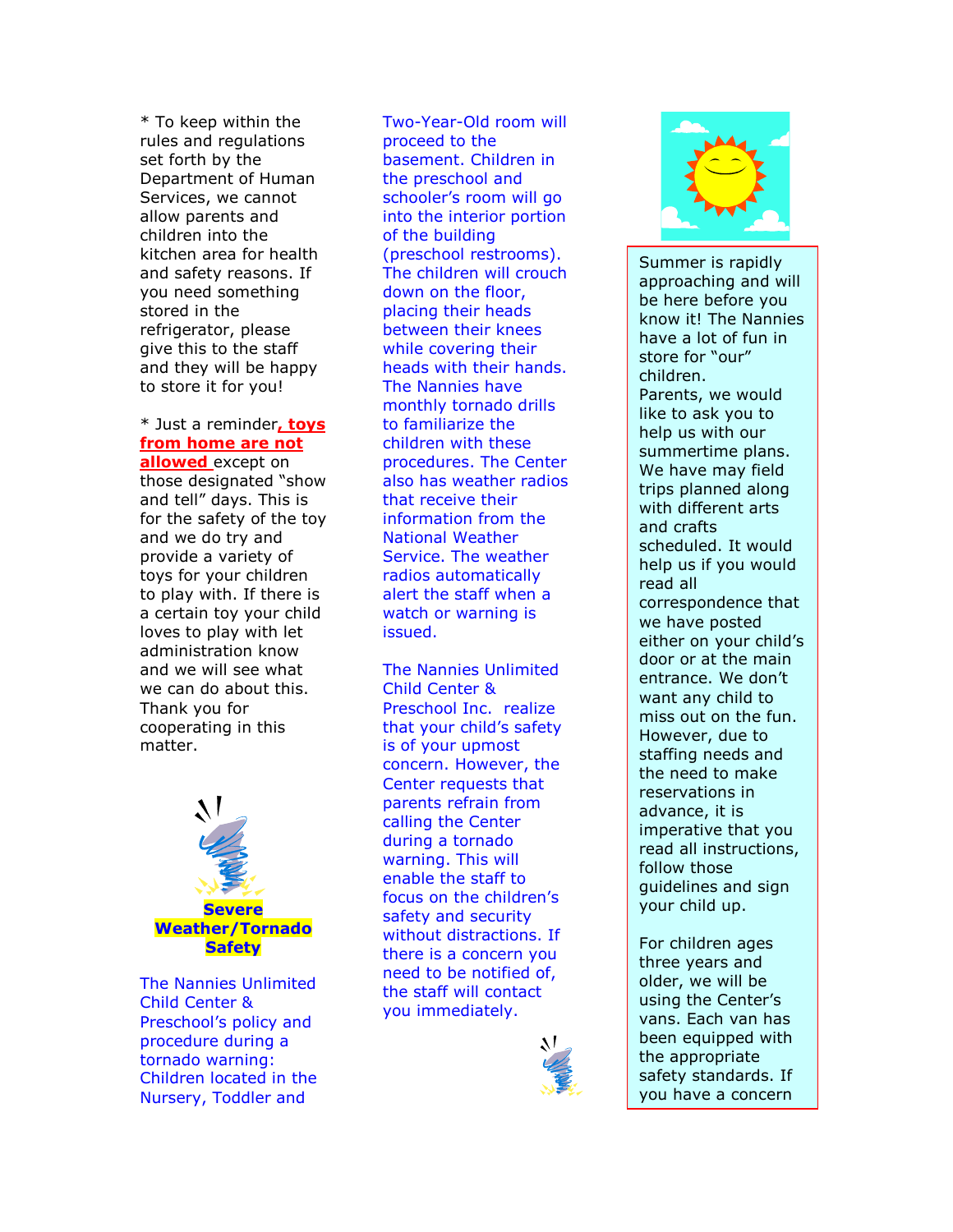* To keep within the rules and regulations set forth by the Department of Human Services, we cannot allow parents and children into the kitchen area for health and safety reasons. If you need something stored in the refrigerator, please give this to the staff and they will be happy to store it for you!

* Just a reminder**, toys from home are not allowed** except on those designated "show and tell" days. This is for the safety of the toy and we do try and provide a variety of toys for your children to play with. If there is a certain toy your child loves to play with let administration know and we will see what we can do about this. Thank you for cooperating in this matter.

## Severe Weather/Tornado Safety

The Nannies Unlimited Child Center & Preschool's policy and procedure during a tornado warning: Children located in the Nursery, Toddler and Two-Year-Old room will proceed to the basement. Children in the preschool and schooler's room will go into the interior portion of the building (preschool restrooms). The children will crouch down on the floor, placing their heads between their knees while covering their heads with their hands. The Nannies have monthly tornado drills to familiarize the children with these procedures. The Center also has weather radios that receive their information from the National Weather Service. The weather radios automatically alert the staff when a watch or warning is issued.

The Nannies Unlimited Child Center & Preschool Inc. realize that your child's safety is of your upmost concern. However, the Center requests that parents refrain from calling the Center during a tornado warning. This will enable the staff to focus on the children's safety and security without distractions. If there is a concern you need to be notified of, the staff will contact you immediately.

Summer is rapidly approaching and will be here before you know it! The Nannies have a lot of fun in store for "our" children.
Parents, we would like to ask you to help us with our summertime plans. We have may field trips planned along with different arts and crafts scheduled. It would help us if you would read all correspondence that we have posted either on your child's door or at the main entrance. We don't want any child to miss out on the fun. However, due to staffing needs and the need to make reservations in advance, it is imperative that you read all instructions, follow those guidelines and sign your child up.

For children ages three years and older, we will be using the Center's vans. Each van has been equipped with the appropriate safety standards. If you have a concern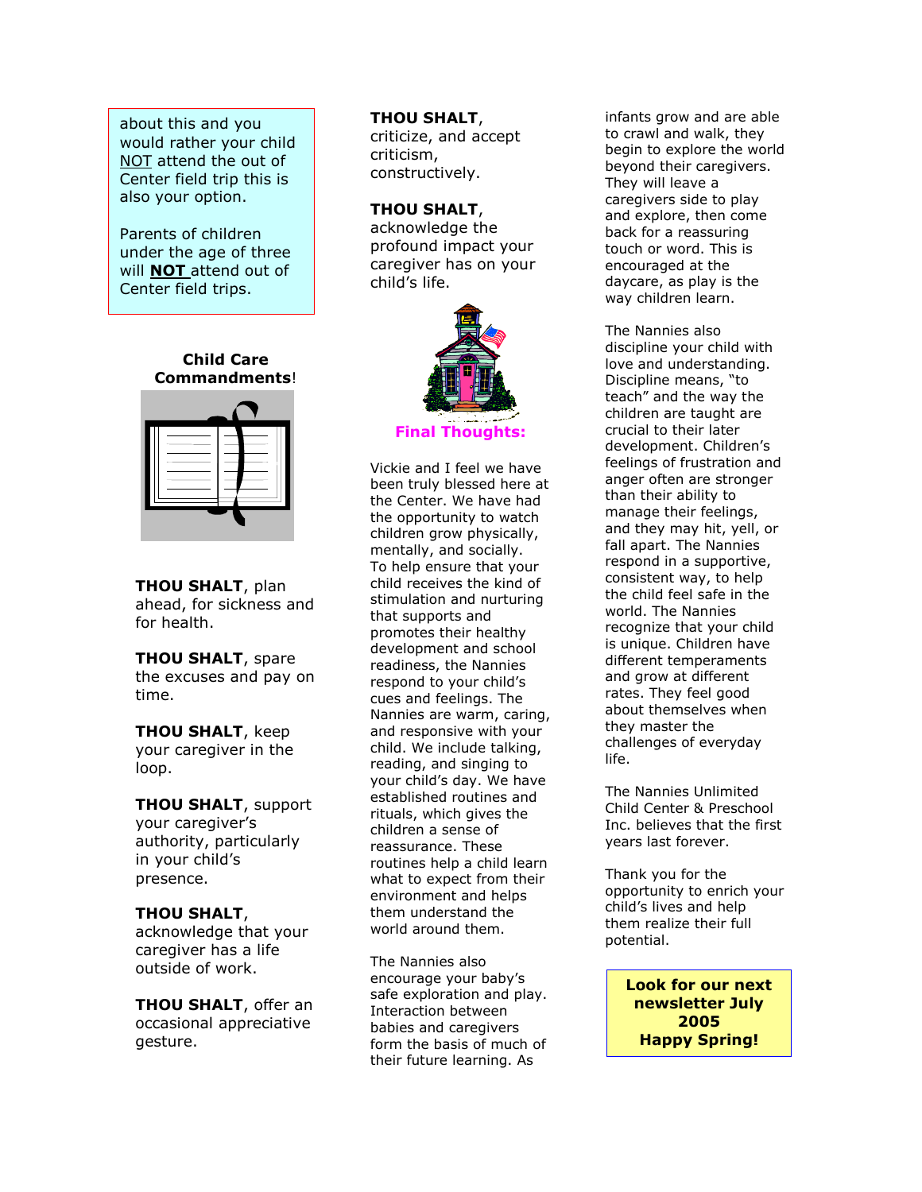about this and you would rather your child NOT attend the out of Center field trip this is also your option.

Parents of children under the age of three will **NOT** attend out of Center field trips.

**Child Care Commandments**!

**THOU SHALT**, plan ahead, for sickness and for health.

**THOU SHALT**, spare the excuses and pay on time.

**THOU SHALT**, keep your caregiver in the loop.

**THOU SHALT**, support your caregiver's authority, particularly in your child's presence.

**THOU SHALT**, acknowledge that your caregiver has a life outside of work.

**THOU SHALT**, offer an occasional appreciative gesture.

**THOU SHALT**, criticize, and accept criticism, constructively.

**THOU SHALT**, acknowledge the profound impact your caregiver has on your child's life.

**Final Thoughts:**

Vickie and I feel we have been truly blessed here at the Center. We have had the opportunity to watch children grow physically, mentally, and socially. To help ensure that your child receives the kind of stimulation and nurturing that supports and promotes their healthy development and school readiness, the Nannies respond to your child's cues and feelings. The Nannies are warm, caring, and responsive with your child. We include talking, reading, and singing to your child's day. We have established routines and rituals, which gives the children a sense of reassurance. These routines help a child learn what to expect from their environment and helps them understand the world around them.

The Nannies also encourage your baby's safe exploration and play. Interaction between babies and caregivers form the basis of much of their future learning. As infants grow and are able to crawl and walk, they begin to explore the world beyond their caregivers. They will leave a caregivers side to play and explore, then come back for a reassuring touch or word. This is encouraged at the daycare, as play is the way children learn.

The Nannies also discipline your child with love and understanding. Discipline means, "to teach" and the way the children are taught are crucial to their later development. Children's feelings of frustration and anger often are stronger than their ability to manage their feelings, and they may hit, yell, or fall apart. The Nannies respond in a supportive, consistent way, to help the child feel safe in the world. The Nannies recognize that your child is unique. Children have different temperaments and grow at different rates. They feel good about themselves when they master the challenges of everyday life.

The Nannies Unlimited Child Center & Preschool Inc. believes that the first years last forever.

Thank you for the opportunity to enrich your child's lives and help them realize their full potential.

**Look for our next newsletter July 2005**
**Happy Spring!**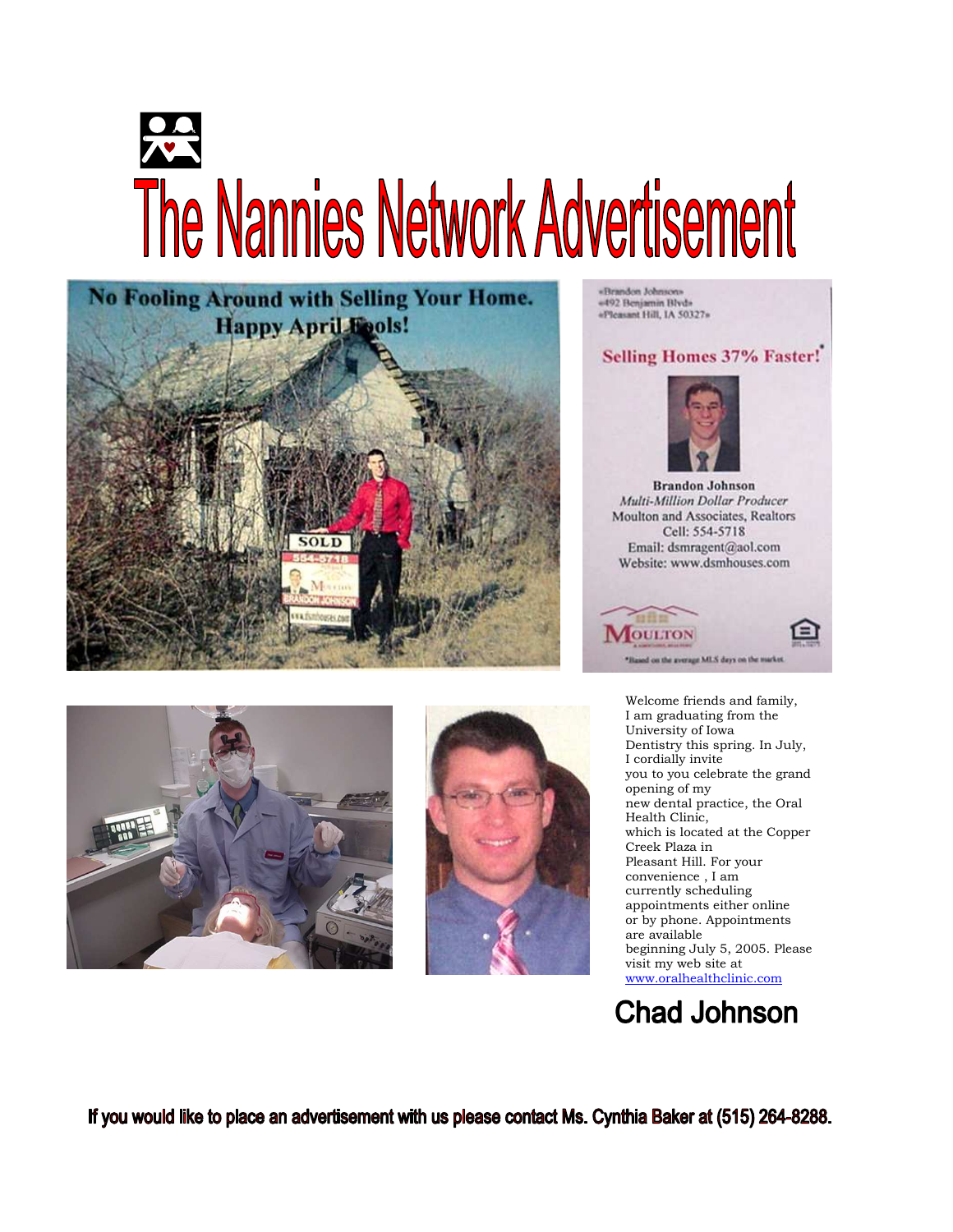# The Nannies Network Advertisement

No Fooling Around with Selling Your Home.
Happy April Fools!

SOLD
554-5718
BRANDON JOHNSON
www.dsmhouses.com

«Brandon Johnson»
«492 Benjamin Blvd»
«Pleasant Hill, IA 50327»

**Selling Homes 37% Faster!***

**Brandon Johnson**
*Multi-Million Dollar Producer*
Moulton and Associates, Realtors
Cell: 554-5718
Email: dsmragent@aol.com
Website: www.dsmhouses.com

MOULTON

*Based on the average MLS days on the market.

Welcome friends and family, I am graduating from the University of Iowa Dentistry this spring. In July, I cordially invite you to you celebrate the grand opening of my new dental practice, the Oral Health Clinic, which is located at the Copper Creek Plaza in Pleasant Hill. For your convenience , I am currently scheduling appointments either online or by phone. Appointments are available beginning July 5, 2005. Please visit my web site at www.oralhealthclinic.com

## Chad Johnson

**If you would like to place an advertisement with us please contact Ms. Cynthia Baker at (515) 264-8288.**